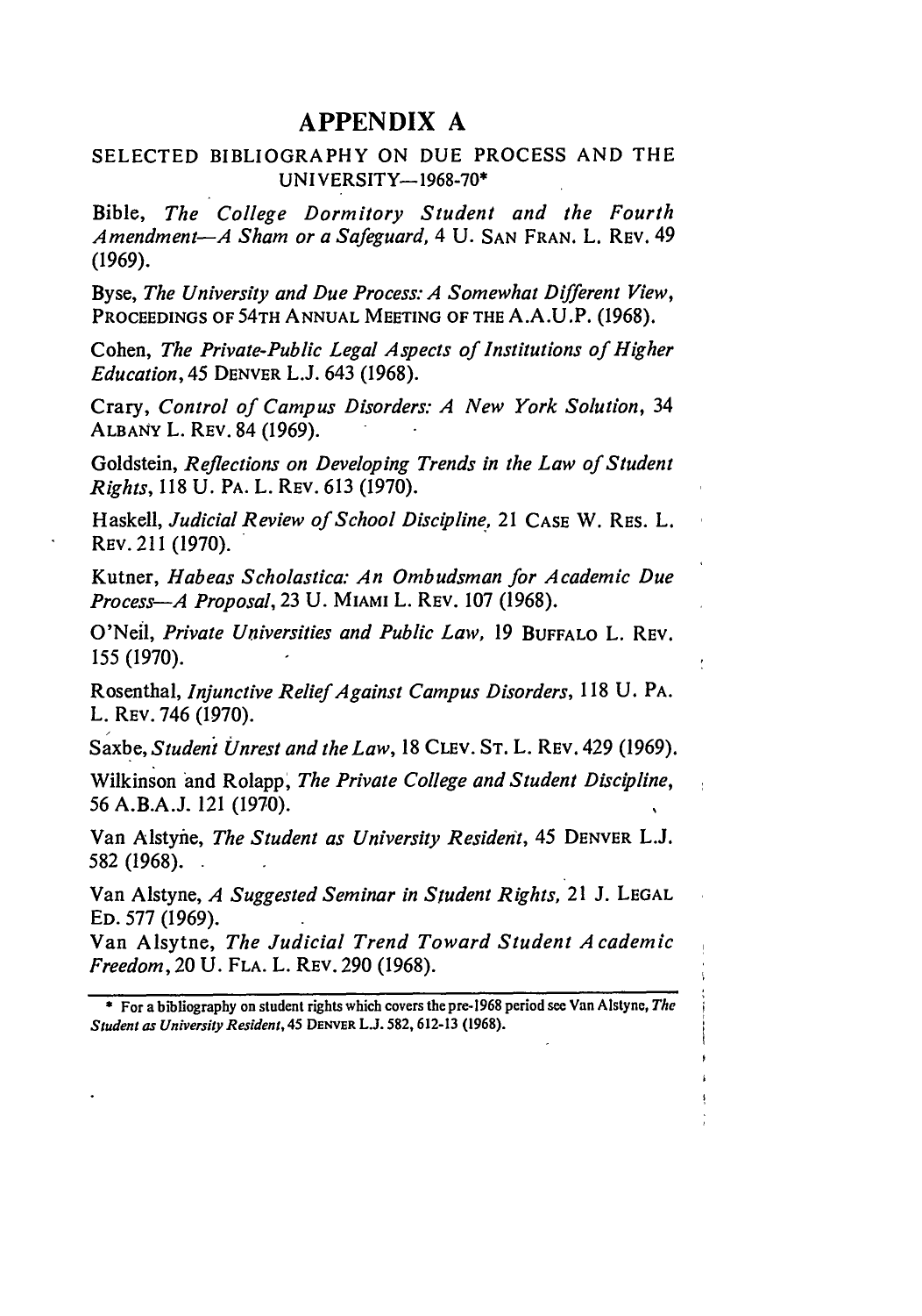# APPENDIX A

## SELECTED BIBLIOGRAPHY ON DUE PROCESS AND THE UNIVERSITY—1968-70*

Bible, *The College Dormitory Student and the Fourth Amendment—A Sham or a Safeguard,* 4 U. SAN FRAN. L. REV. 49 (1969).

Byse, *The University and Due Process: A Somewhat Different View,* PROCEEDINGS OF 54TH ANNUAL MEETING OF THE A.A.U.P. (1968).

Cohen, *The Private-Public Legal Aspects of Institutions of Higher Education,* 45 DENVER L.J. 643 (1968).

Crary, *Control of Campus Disorders: A New York Solution,* 34 ALBANY L. REV. 84 (1969).

Goldstein, *Reflections on Developing Trends in the Law of Student Rights,* 118 U. PA. L. REV. 613 (1970).

Haskell, *Judicial Review of School Discipline,* 21 CASE W. RES. L. REV. 211 (1970).

Kutner, *Habeas Scholastica: An Ombudsman for Academic Due Process—A Proposal,* 23 U. MIAMI L. REV. 107 (1968).

O'Neil, *Private Universities and Public Law,* 19 BUFFALO L. REV. 155 (1970).

Rosenthal, *Injunctive Relief Against Campus Disorders,* 118 U. PA. L. REV. 746 (1970).

Saxbe, *Student Unrest and the Law,* 18 CLEV. ST. L. REV. 429 (1969).

Wilkinson and Rolapp, *The Private College and Student Discipline,* 56 A.B.A.J. 121 (1970).

Van Alstyne, *The Student as University Resident,* 45 DENVER L.J. 582 (1968).

Van Alstyne, *A Suggested Seminar in Student Rights,* 21 J. LEGAL ED. 577 (1969).

Van Alsytne, *The Judicial Trend Toward Student Academic Freedom,* 20 U. FLA. L. REV. 290 (1968).

---

\* For a bibliography on student rights which covers the pre-1968 period see Van Alstyne, *The Student as University Resident,* 45 DENVER L.J. 582, 612-13 (1968).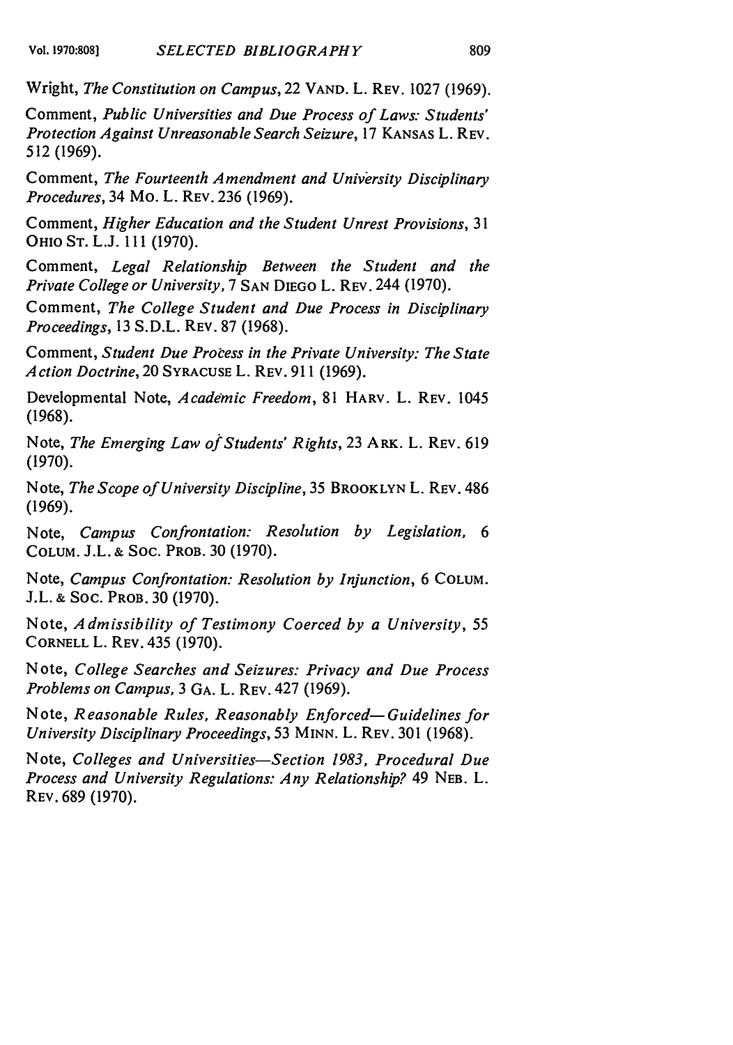Wright, *The Constitution on Campus*, 22 VAND. L. REV. 1027 (1969).

Comment, *Public Universities and Due Process of Laws: Students' Protection Against Unreasonable Search Seizure*, 17 KANSAS L. REV. 512 (1969).

Comment, *The Fourteenth Amendment and University Disciplinary Procedures*, 34 MO. L. REV. 236 (1969).

Comment, *Higher Education and the Student Unrest Provisions*, 31 OHIO ST. L.J. 111 (1970).

Comment, *Legal Relationship Between the Student and the Private College or University*, 7 SAN DIEGO L. REV. 244 (1970).

Comment, *The College Student and Due Process in Disciplinary Proceedings*, 13 S.D.L. REV. 87 (1968).

Comment, *Student Due Process in the Private University: The State Action Doctrine*, 20 SYRACUSE L. REV. 911 (1969).

Developmental Note, *Academic Freedom*, 81 HARV. L. REV. 1045 (1968).

Note, *The Emerging Law of Students' Rights*, 23 ARK. L. REV. 619 (1970).

Note, *The Scope of University Discipline*, 35 BROOKLYN L. REV. 486 (1969).

Note, *Campus Confrontation: Resolution by Legislation*, 6 COLUM. J.L. & SOC. PROB. 30 (1970).

Note, *Campus Confrontation: Resolution by Injunction*, 6 COLUM. J.L. & SOC. PROB. 30 (1970).

Note, *Admissibility of Testimony Coerced by a University*, 55 CORNELL L. REV. 435 (1970).

Note, *College Searches and Seizures: Privacy and Due Process Problems on Campus*, 3 GA. L. REV. 427 (1969).

Note, *Reasonable Rules, Reasonably Enforced—Guidelines for University Disciplinary Proceedings*, 53 MINN. L. REV. 301 (1968).

Note, *Colleges and Universities—Section 1983, Procedural Due Process and University Regulations: Any Relationship?* 49 NEB. L. REV. 689 (1970).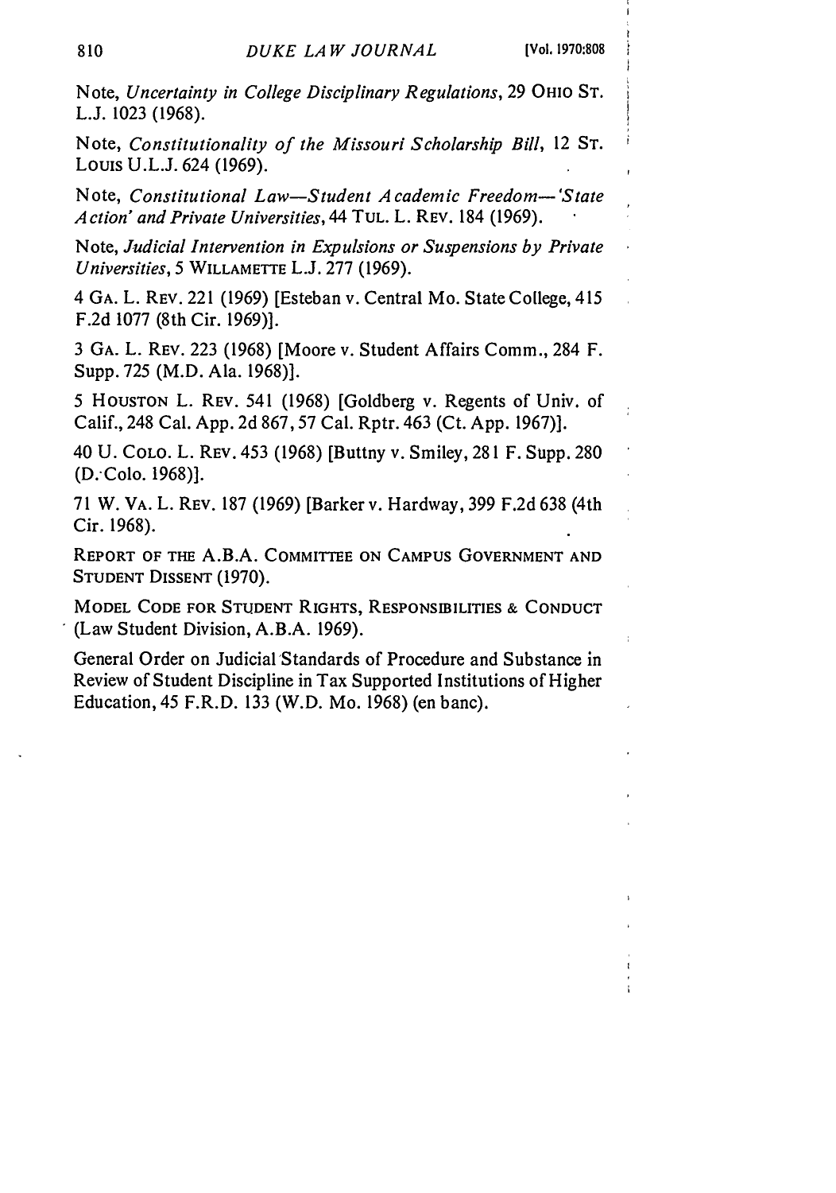Note, *Uncertainty in College Disciplinary Regulations*, 29 OHIO ST. L.J. 1023 (1968).

Note, *Constitutionality of the Missouri Scholarship Bill*, 12 ST. LOUIS U.L.J. 624 (1969).

Note, *Constitutional Law—Student Academic Freedom—'State Action' and Private Universities*, 44 TUL. L. REV. 184 (1969).

Note, *Judicial Intervention in Expulsions or Suspensions by Private Universities*, 5 WILLAMETTE L.J. 277 (1969).

4 GA. L. REV. 221 (1969) [Esteban v. Central Mo. State College, 415 F.2d 1077 (8th Cir. 1969)].

3 GA. L. REV. 223 (1968) [Moore v. Student Affairs Comm., 284 F. Supp. 725 (M.D. Ala. 1968)].

5 HOUSTON L. REV. 541 (1968) [Goldberg v. Regents of Univ. of Calif., 248 Cal. App. 2d 867, 57 Cal. Rptr. 463 (Ct. App. 1967)].

40 U. COLO. L. REV. 453 (1968) [Buttny v. Smiley, 281 F. Supp. 280 (D. Colo. 1968)].

71 W. VA. L. REV. 187 (1969) [Barker v. Hardway, 399 F.2d 638 (4th Cir. 1968).

REPORT OF THE A.B.A. COMMITTEE ON CAMPUS GOVERNMENT AND STUDENT DISSENT (1970).

MODEL CODE FOR STUDENT RIGHTS, RESPONSIBILITIES & CONDUCT (Law Student Division, A.B.A. 1969).

General Order on Judicial Standards of Procedure and Substance in Review of Student Discipline in Tax Supported Institutions of Higher Education, 45 F.R.D. 133 (W.D. Mo. 1968) (en banc).